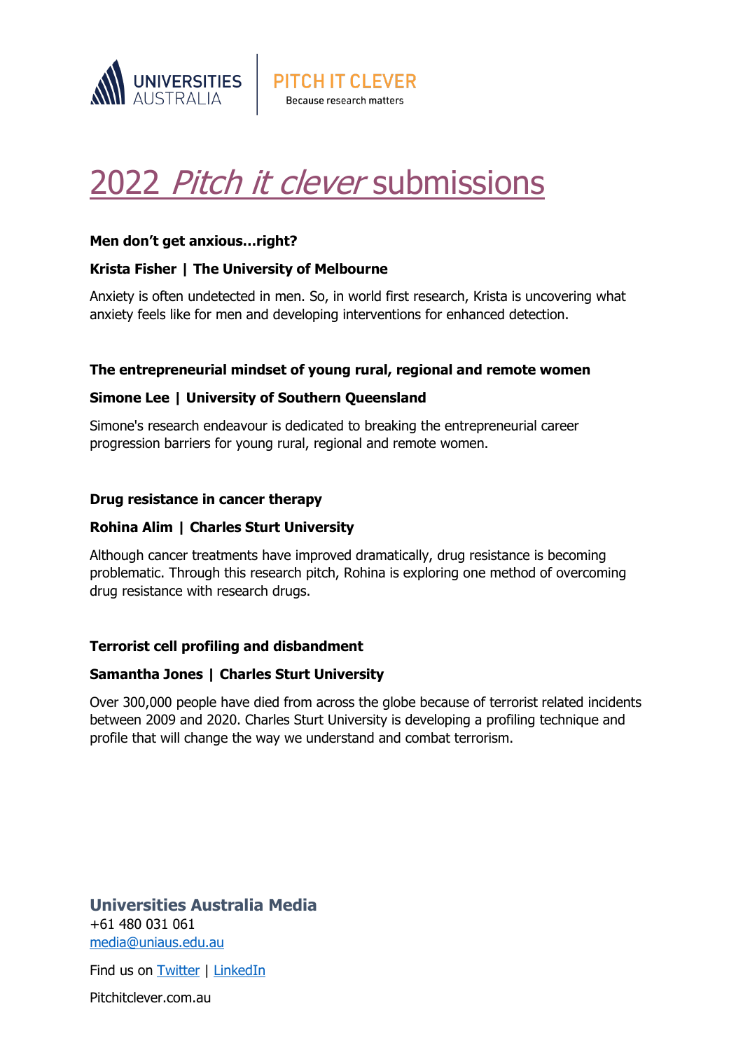UNIVERSITIES AUSTRALIA | PITCH IT CLEVER Because research matters

# 2022 *Pitch it clever* submissions

**Men don't get anxious…right?**

**Krista Fisher | The University of Melbourne**

Anxiety is often undetected in men. So, in world first research, Krista is uncovering what anxiety feels like for men and developing interventions for enhanced detection.

**The entrepreneurial mindset of young rural, regional and remote women**

**Simone Lee | University of Southern Queensland**

Simone's research endeavour is dedicated to breaking the entrepreneurial career progression barriers for young rural, regional and remote women.

**Drug resistance in cancer therapy**

**Rohina Alim | Charles Sturt University**

Although cancer treatments have improved dramatically, drug resistance is becoming problematic. Through this research pitch, Rohina is exploring one method of overcoming drug resistance with research drugs.

**Terrorist cell profiling and disbandment**

**Samantha Jones | Charles Sturt University**

Over 300,000 people have died from across the globe because of terrorist related incidents between 2009 and 2020. Charles Sturt University is developing a profiling technique and profile that will change the way we understand and combat terrorism.

**Universities Australia Media**
+61 480 031 061
media@uniaus.edu.au

Find us on Twitter | LinkedIn

Pitchitclever.com.au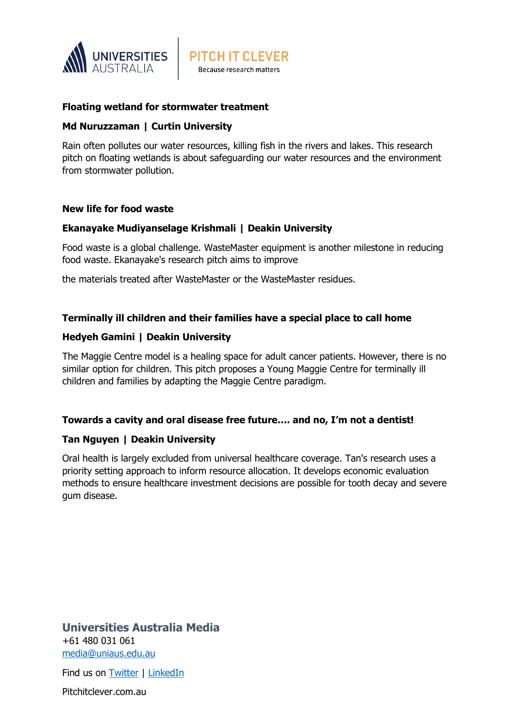**Floating wetland for stormwater treatment**

**Md Nuruzzaman | Curtin University**

Rain often pollutes our water resources, killing fish in the rivers and lakes. This research pitch on floating wetlands is about safeguarding our water resources and the environment from stormwater pollution.

**New life for food waste**

**Ekanayake Mudiyanselage Krishmali | Deakin University**

Food waste is a global challenge. WasteMaster equipment is another milestone in reducing food waste. Ekanayake's research pitch aims to improve

the materials treated after WasteMaster or the WasteMaster residues.

**Terminally ill children and their families have a special place to call home**

**Hedyeh Gamini | Deakin University**

The Maggie Centre model is a healing space for adult cancer patients. However, there is no similar option for children. This pitch proposes a Young Maggie Centre for terminally ill children and families by adapting the Maggie Centre paradigm.

**Towards a cavity and oral disease free future…. and no, I'm not a dentist!**

**Tan Nguyen | Deakin University**

Oral health is largely excluded from universal healthcare coverage. Tan's research uses a priority setting approach to inform resource allocation. It develops economic evaluation methods to ensure healthcare investment decisions are possible for tooth decay and severe gum disease.

**Universities Australia Media**
+61 480 031 061
media@uniaus.edu.au

Find us on Twitter | LinkedIn

Pitchitclever.com.au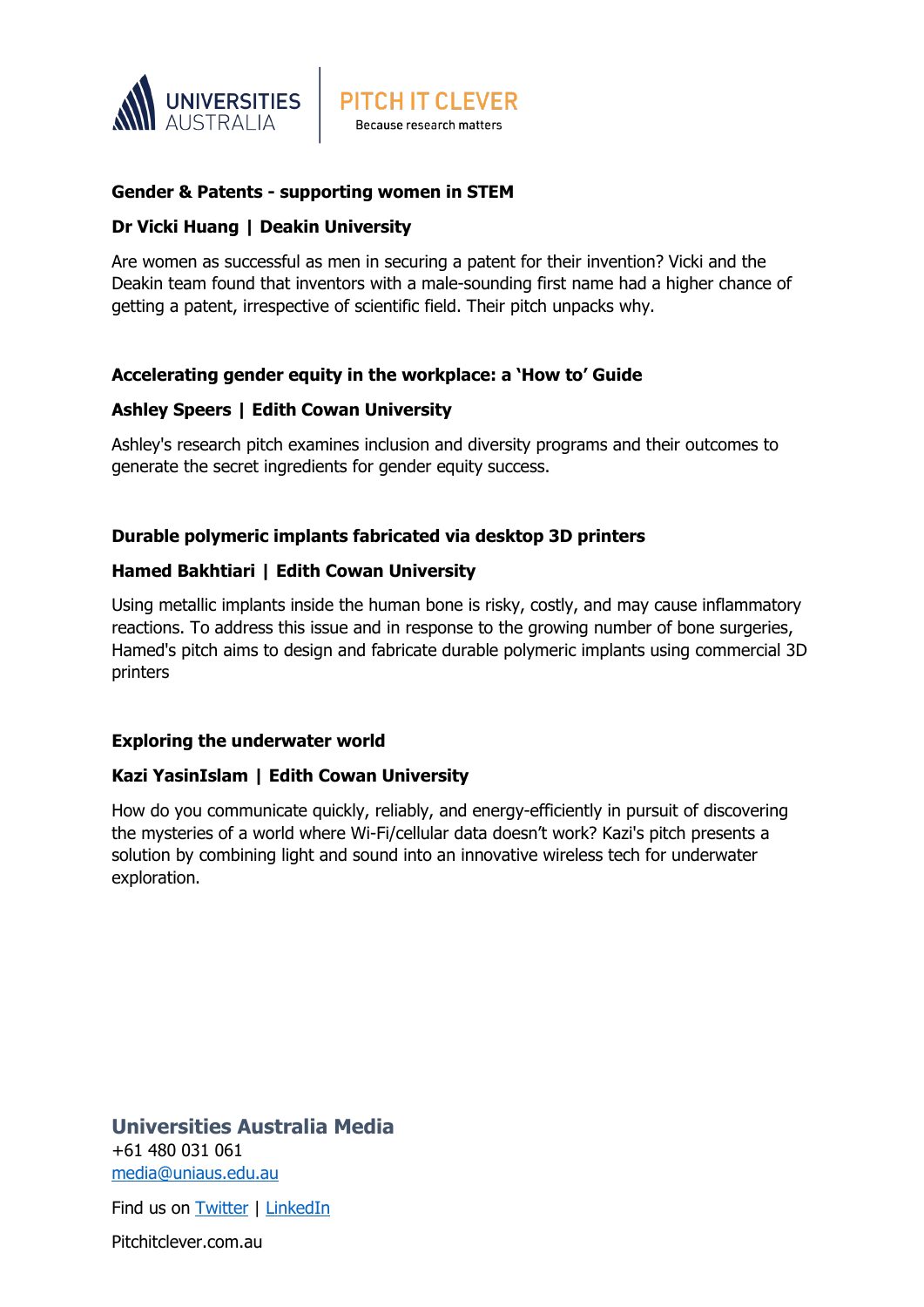### Gender & Patents - supporting women in STEM

**Dr Vicki Huang | Deakin University**

Are women as successful as men in securing a patent for their invention? Vicki and the Deakin team found that inventors with a male-sounding first name had a higher chance of getting a patent, irrespective of scientific field. Their pitch unpacks why.

### Accelerating gender equity in the workplace: a 'How to' Guide

**Ashley Speers | Edith Cowan University**

Ashley's research pitch examines inclusion and diversity programs and their outcomes to generate the secret ingredients for gender equity success.

### Durable polymeric implants fabricated via desktop 3D printers

**Hamed Bakhtiari | Edith Cowan University**

Using metallic implants inside the human bone is risky, costly, and may cause inflammatory reactions. To address this issue and in response to the growing number of bone surgeries, Hamed's pitch aims to design and fabricate durable polymeric implants using commercial 3D printers

### Exploring the underwater world

**Kazi YasinIslam | Edith Cowan University**

How do you communicate quickly, reliably, and energy-efficiently in pursuit of discovering the mysteries of a world where Wi-Fi/cellular data doesn't work? Kazi's pitch presents a solution by combining light and sound into an innovative wireless tech for underwater exploration.

**Universities Australia Media**
+61 480 031 061
media@uniaus.edu.au

Find us on Twitter | LinkedIn

Pitchitclever.com.au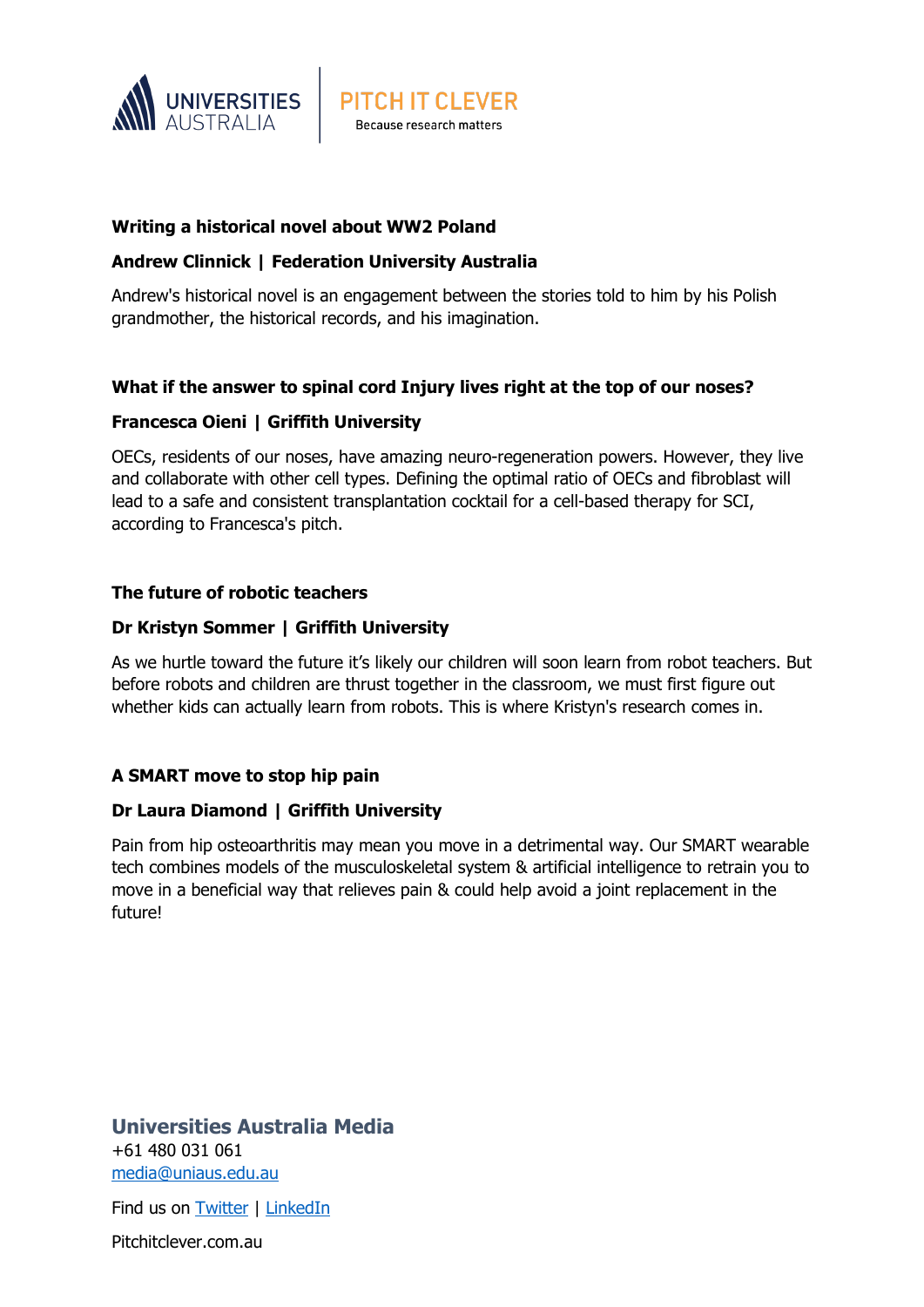**Writing a historical novel about WW2 Poland**

**Andrew Clinnick | Federation University Australia**

Andrew's historical novel is an engagement between the stories told to him by his Polish grandmother, the historical records, and his imagination.

**What if the answer to spinal cord Injury lives right at the top of our noses?**

**Francesca Oieni | Griffith University**

OECs, residents of our noses, have amazing neuro-regeneration powers. However, they live and collaborate with other cell types. Defining the optimal ratio of OECs and fibroblast will lead to a safe and consistent transplantation cocktail for a cell-based therapy for SCI, according to Francesca's pitch.

**The future of robotic teachers**

**Dr Kristyn Sommer | Griffith University**

As we hurtle toward the future it's likely our children will soon learn from robot teachers. But before robots and children are thrust together in the classroom, we must first figure out whether kids can actually learn from robots. This is where Kristyn's research comes in.

**A SMART move to stop hip pain**

**Dr Laura Diamond | Griffith University**

Pain from hip osteoarthritis may mean you move in a detrimental way. Our SMART wearable tech combines models of the musculoskeletal system & artificial intelligence to retrain you to move in a beneficial way that relieves pain & could help avoid a joint replacement in the future!

**Universities Australia Media**
+61 480 031 061
media@uniaus.edu.au

Find us on Twitter | LinkedIn

Pitchitclever.com.au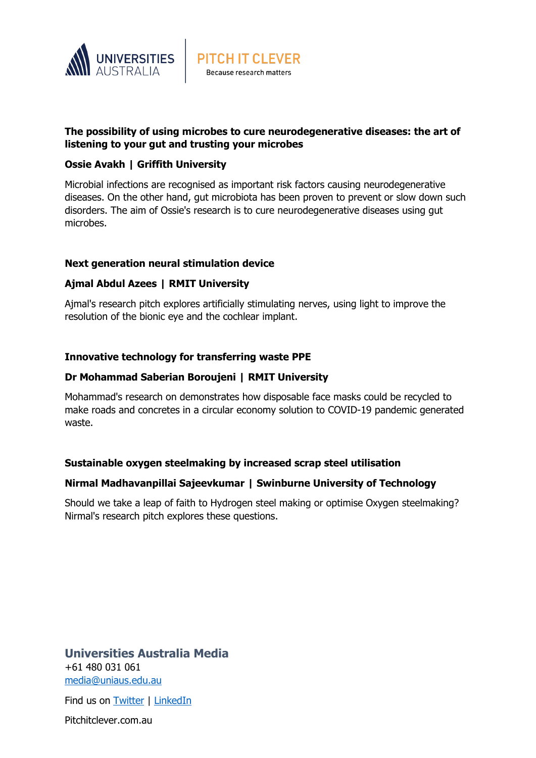**The possibility of using microbes to cure neurodegenerative diseases: the art of listening to your gut and trusting your microbes**

**Ossie Avakh | Griffith University**

Microbial infections are recognised as important risk factors causing neurodegenerative diseases. On the other hand, gut microbiota has been proven to prevent or slow down such disorders. The aim of Ossie's research is to cure neurodegenerative diseases using gut microbes.

**Next generation neural stimulation device**

**Ajmal Abdul Azees | RMIT University**

Ajmal's research pitch explores artificially stimulating nerves, using light to improve the resolution of the bionic eye and the cochlear implant.

**Innovative technology for transferring waste PPE**

**Dr Mohammad Saberian Boroujeni | RMIT University**

Mohammad's research on demonstrates how disposable face masks could be recycled to make roads and concretes in a circular economy solution to COVID-19 pandemic generated waste.

**Sustainable oxygen steelmaking by increased scrap steel utilisation**

**Nirmal Madhavanpillai Sajeevkumar | Swinburne University of Technology**

Should we take a leap of faith to Hydrogen steel making or optimise Oxygen steelmaking? Nirmal's research pitch explores these questions.

**Universities Australia Media**
+61 480 031 061
media@uniaus.edu.au

Find us on Twitter | LinkedIn

Pitchitclever.com.au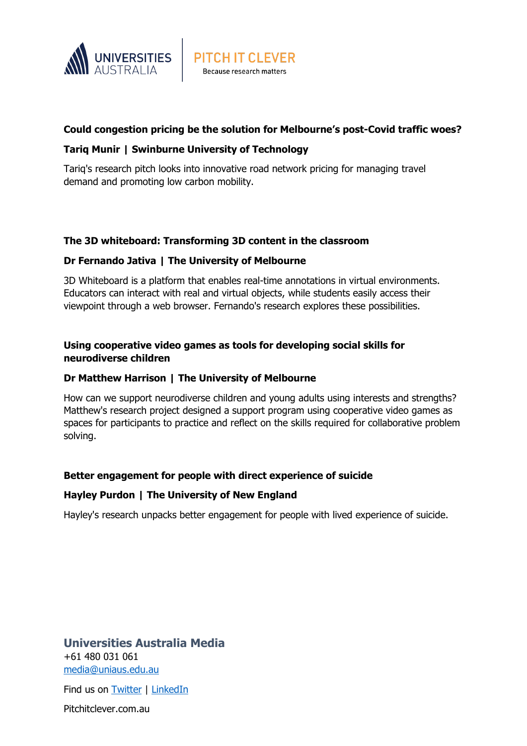**Could congestion pricing be the solution for Melbourne's post-Covid traffic woes?**

**Tariq Munir | Swinburne University of Technology**

Tariq's research pitch looks into innovative road network pricing for managing travel demand and promoting low carbon mobility.

**The 3D whiteboard: Transforming 3D content in the classroom**

**Dr Fernando Jativa | The University of Melbourne**

3D Whiteboard is a platform that enables real-time annotations in virtual environments. Educators can interact with real and virtual objects, while students easily access their viewpoint through a web browser. Fernando's research explores these possibilities.

**Using cooperative video games as tools for developing social skills for neurodiverse children**

**Dr Matthew Harrison | The University of Melbourne**

How can we support neurodiverse children and young adults using interests and strengths? Matthew's research project designed a support program using cooperative video games as spaces for participants to practice and reflect on the skills required for collaborative problem solving.

**Better engagement for people with direct experience of suicide**

**Hayley Purdon | The University of New England**

Hayley's research unpacks better engagement for people with lived experience of suicide.

**Universities Australia Media**
+61 480 031 061
media@uniaus.edu.au

Find us on Twitter | LinkedIn

Pitchitclever.com.au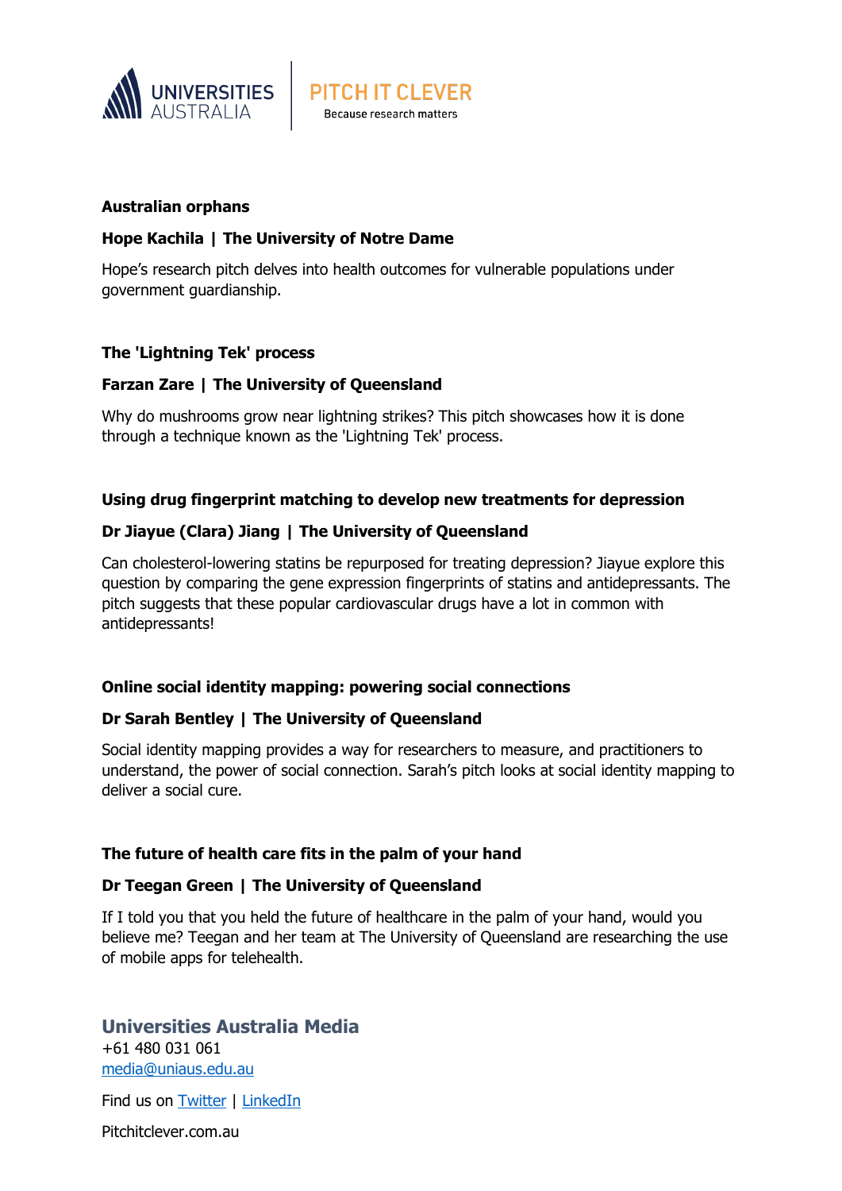**Australian orphans**

**Hope Kachila | The University of Notre Dame**

Hope's research pitch delves into health outcomes for vulnerable populations under government guardianship.

**The 'Lightning Tek' process**

**Farzan Zare | The University of Queensland**

Why do mushrooms grow near lightning strikes? This pitch showcases how it is done through a technique known as the 'Lightning Tek' process.

**Using drug fingerprint matching to develop new treatments for depression**

**Dr Jiayue (Clara) Jiang | The University of Queensland**

Can cholesterol-lowering statins be repurposed for treating depression? Jiayue explore this question by comparing the gene expression fingerprints of statins and antidepressants. The pitch suggests that these popular cardiovascular drugs have a lot in common with antidepressants!

**Online social identity mapping: powering social connections**

**Dr Sarah Bentley | The University of Queensland**

Social identity mapping provides a way for researchers to measure, and practitioners to understand, the power of social connection. Sarah's pitch looks at social identity mapping to deliver a social cure.

**The future of health care fits in the palm of your hand**

**Dr Teegan Green | The University of Queensland**

If I told you that you held the future of healthcare in the palm of your hand, would you believe me? Teegan and her team at The University of Queensland are researching the use of mobile apps for telehealth.

**Universities Australia Media**
+61 480 031 061
[media@uniaus.edu.au](mailto:media@uniaus.edu.au)

Find us on Twitter | LinkedIn

Pitchitclever.com.au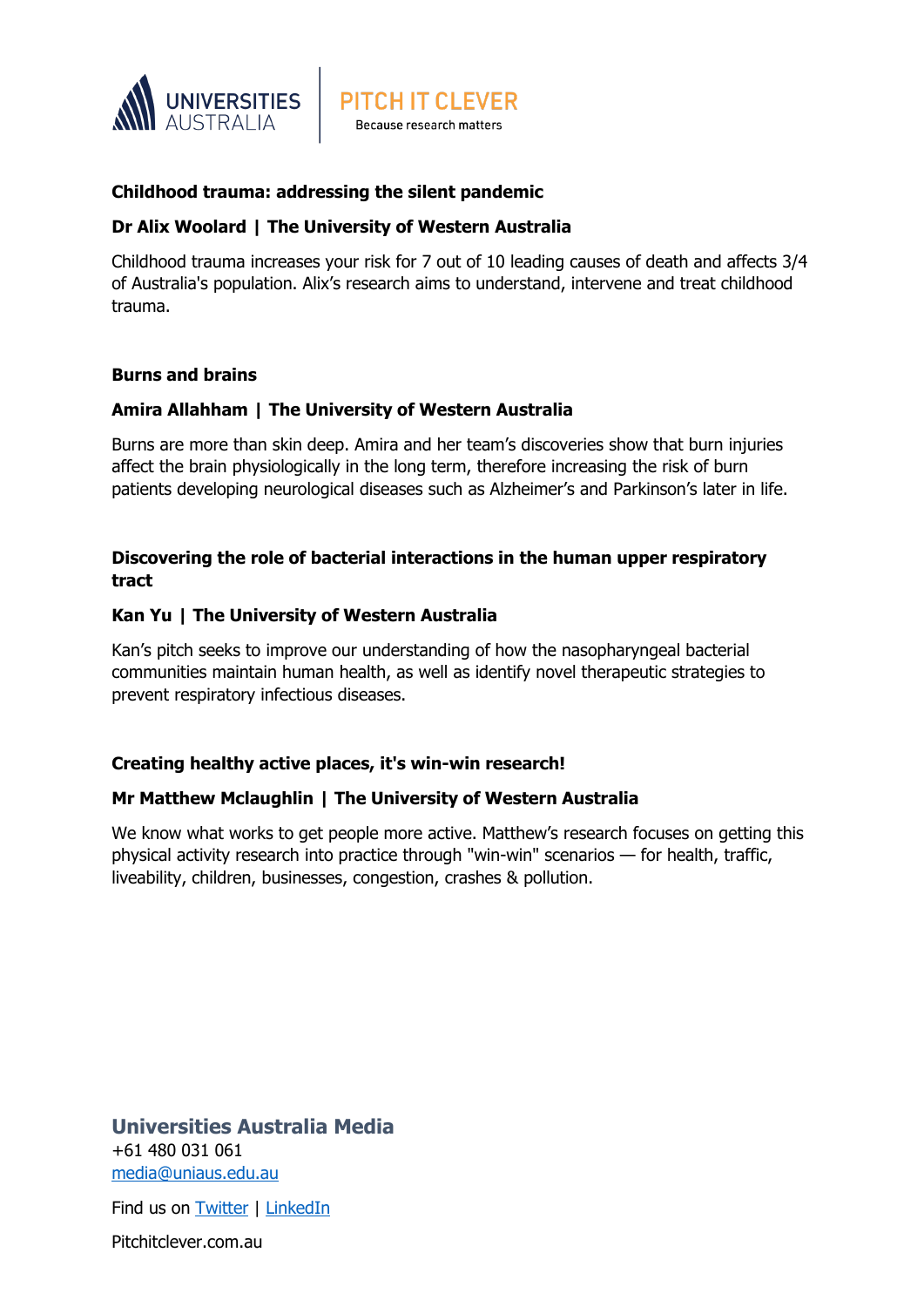**Childhood trauma: addressing the silent pandemic**

**Dr Alix Woolard | The University of Western Australia**

Childhood trauma increases your risk for 7 out of 10 leading causes of death and affects 3/4 of Australia's population. Alix's research aims to understand, intervene and treat childhood trauma.

**Burns and brains**

**Amira Allahham | The University of Western Australia**

Burns are more than skin deep. Amira and her team's discoveries show that burn injuries affect the brain physiologically in the long term, therefore increasing the risk of burn patients developing neurological diseases such as Alzheimer's and Parkinson's later in life.

**Discovering the role of bacterial interactions in the human upper respiratory tract**

**Kan Yu | The University of Western Australia**

Kan's pitch seeks to improve our understanding of how the nasopharyngeal bacterial communities maintain human health, as well as identify novel therapeutic strategies to prevent respiratory infectious diseases.

**Creating healthy active places, it's win-win research!**

**Mr Matthew Mclaughlin | The University of Western Australia**

We know what works to get people more active. Matthew's research focuses on getting this physical activity research into practice through "win-win" scenarios — for health, traffic, liveability, children, businesses, congestion, crashes & pollution.

**Universities Australia Media**
+61 480 031 061
media@uniaus.edu.au

Find us on Twitter | LinkedIn

Pitchitclever.com.au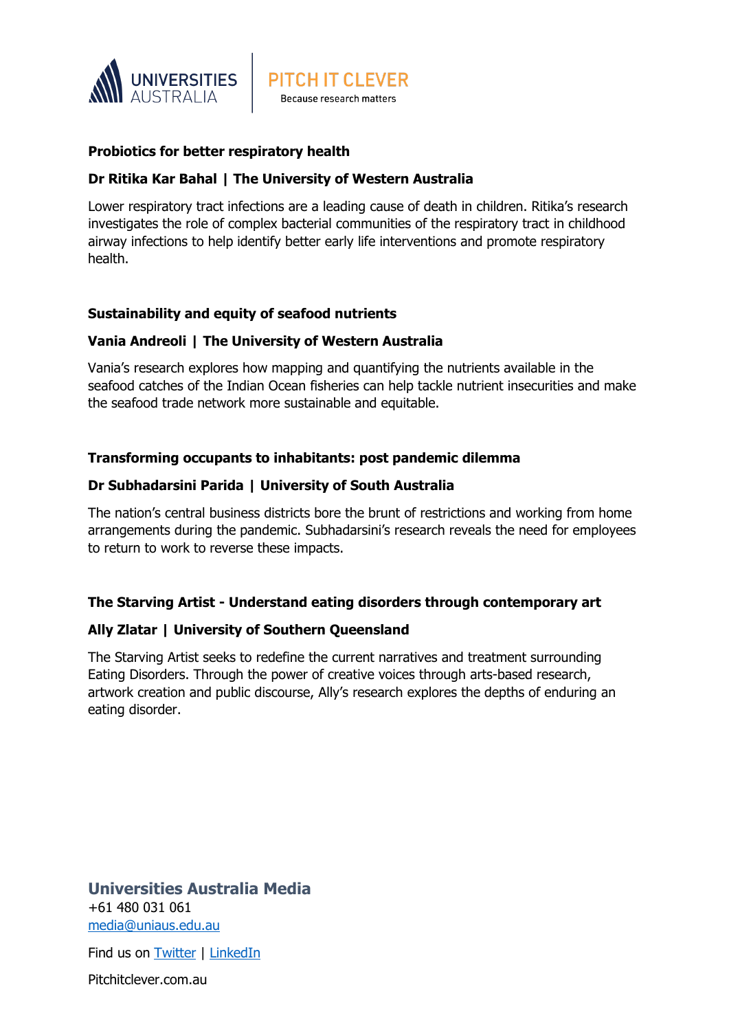**Probiotics for better respiratory health**

**Dr Ritika Kar Bahal | The University of Western Australia**

Lower respiratory tract infections are a leading cause of death in children. Ritika's research investigates the role of complex bacterial communities of the respiratory tract in childhood airway infections to help identify better early life interventions and promote respiratory health.

**Sustainability and equity of seafood nutrients**

**Vania Andreoli | The University of Western Australia**

Vania's research explores how mapping and quantifying the nutrients available in the seafood catches of the Indian Ocean fisheries can help tackle nutrient insecurities and make the seafood trade network more sustainable and equitable.

**Transforming occupants to inhabitants: post pandemic dilemma**

**Dr Subhadarsini Parida | University of South Australia**

The nation's central business districts bore the brunt of restrictions and working from home arrangements during the pandemic. Subhadarsini's research reveals the need for employees to return to work to reverse these impacts.

**The Starving Artist - Understand eating disorders through contemporary art**

**Ally Zlatar | University of Southern Queensland**

The Starving Artist seeks to redefine the current narratives and treatment surrounding Eating Disorders. Through the power of creative voices through arts-based research, artwork creation and public discourse, Ally's research explores the depths of enduring an eating disorder.

**Universities Australia Media**
+61 480 031 061
media@uniaus.edu.au

Find us on Twitter | LinkedIn

Pitchitclever.com.au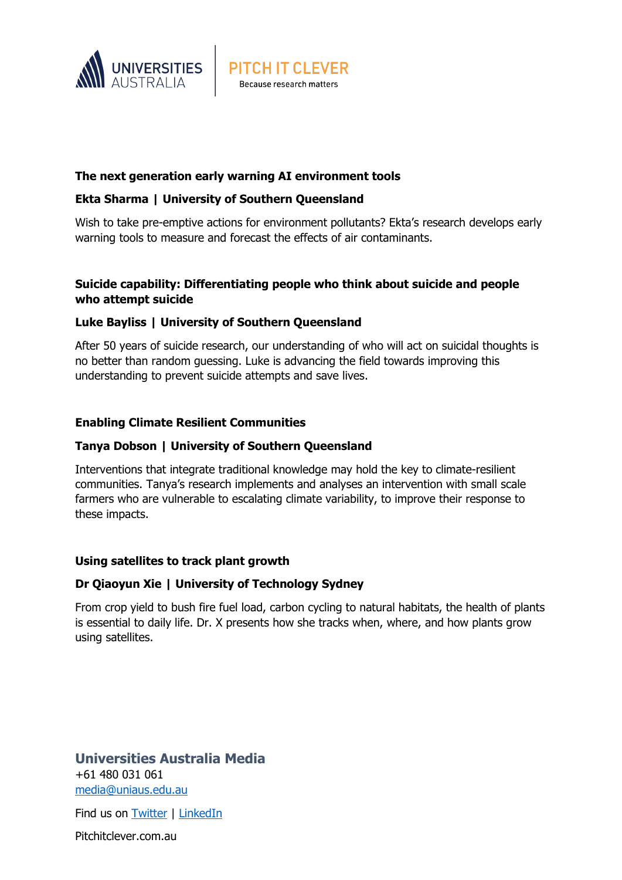**The next generation early warning AI environment tools**

**Ekta Sharma | University of Southern Queensland**

Wish to take pre-emptive actions for environment pollutants? Ekta's research develops early warning tools to measure and forecast the effects of air contaminants.

**Suicide capability: Differentiating people who think about suicide and people who attempt suicide**

**Luke Bayliss | University of Southern Queensland**

After 50 years of suicide research, our understanding of who will act on suicidal thoughts is no better than random guessing. Luke is advancing the field towards improving this understanding to prevent suicide attempts and save lives.

**Enabling Climate Resilient Communities**

**Tanya Dobson | University of Southern Queensland**

Interventions that integrate traditional knowledge may hold the key to climate-resilient communities. Tanya's research implements and analyses an intervention with small scale farmers who are vulnerable to escalating climate variability, to improve their response to these impacts.

**Using satellites to track plant growth**

**Dr Qiaoyun Xie | University of Technology Sydney**

From crop yield to bush fire fuel load, carbon cycling to natural habitats, the health of plants is essential to daily life. Dr. X presents how she tracks when, where, and how plants grow using satellites.

**Universities Australia Media**
+61 480 031 061
media@uniaus.edu.au

Find us on Twitter | LinkedIn

Pitchitclever.com.au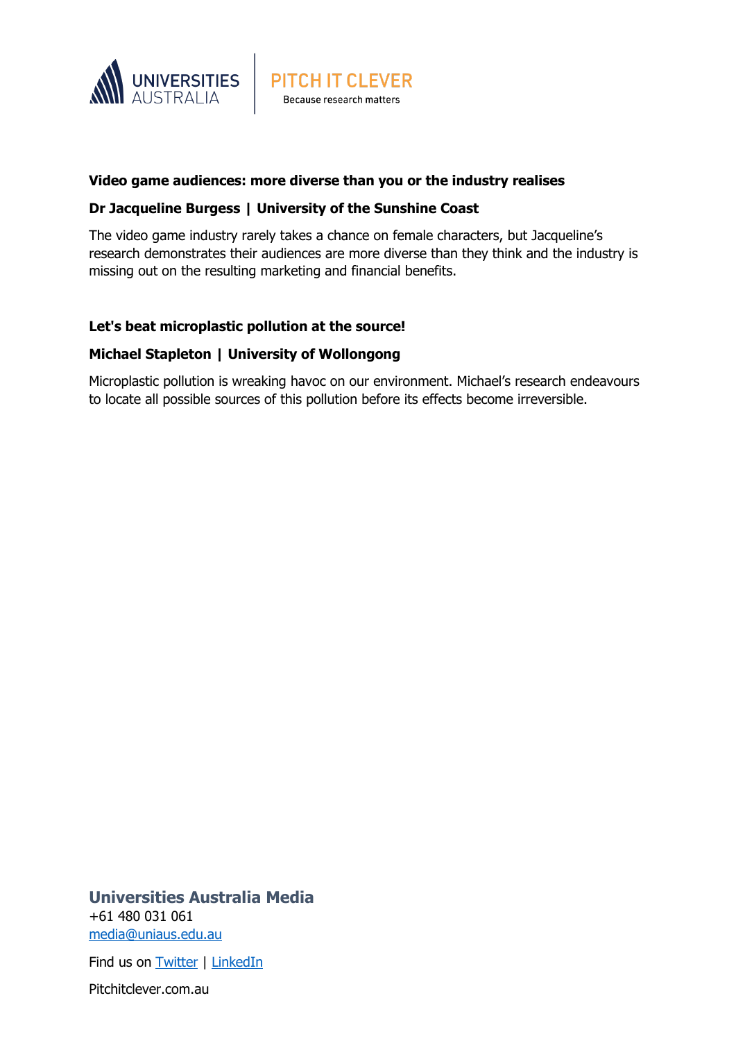**Video game audiences: more diverse than you or the industry realises**

**Dr Jacqueline Burgess | University of the Sunshine Coast**

The video game industry rarely takes a chance on female characters, but Jacqueline's research demonstrates their audiences are more diverse than they think and the industry is missing out on the resulting marketing and financial benefits.

**Let's beat microplastic pollution at the source!**

**Michael Stapleton | University of Wollongong**

Microplastic pollution is wreaking havoc on our environment. Michael's research endeavours to locate all possible sources of this pollution before its effects become irreversible.

**Universities Australia Media**
+61 480 031 061
media@uniaus.edu.au

Find us on Twitter | LinkedIn

Pitchitclever.com.au